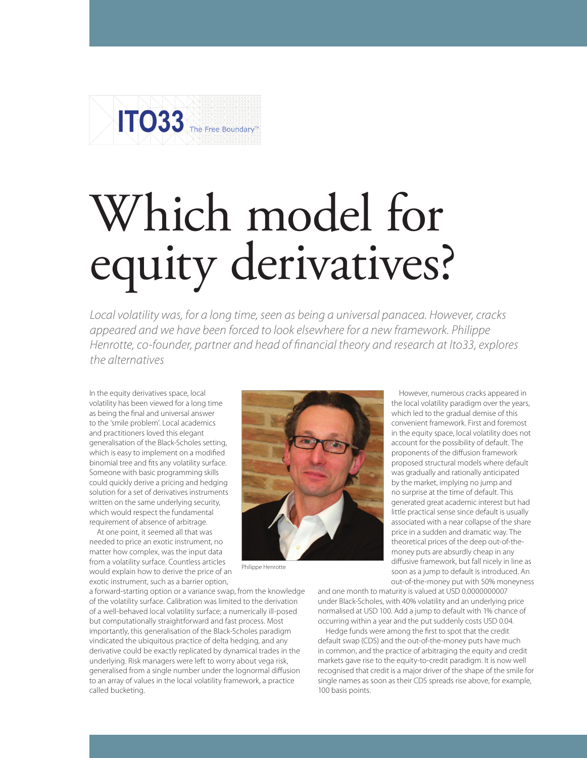ITO33 The Free Boundary™

# Which model for equity derivatives?

*Local volatility was, for a long time, seen as being a universal panacea. However, cracks appeared and we have been forced to look elsewhere for a new framework. Philippe Henrotte, co-founder, partner and head of financial theory and research at Ito33, explores the alternatives*

In the equity derivatives space, local volatility has been viewed for a long time as being the final and universal answer to the 'smile problem'. Local academics and practitioners loved this elegant generalisation of the Black-Scholes setting, which is easy to implement on a modified binomial tree and fits any volatility surface. Someone with basic programming skills could quickly derive a pricing and hedging solution for a set of derivatives instruments written on the same underlying security, which would respect the fundamental requirement of absence of arbitrage.

At one point, it seemed all that was needed to price an exotic instrument, no matter how complex, was the input data from a volatility surface. Countless articles would explain how to derive the price of an exotic instrument, such as a barrier option, a forward-starting option or a variance swap, from the knowledge of the volatility surface. Calibration was limited to the derivation of a well-behaved local volatility surface; a numerically ill-posed but computationally straightforward and fast process. Most importantly, this generalisation of the Black-Scholes paradigm vindicated the ubiquitous practice of delta hedging, and any derivative could be exactly replicated by dynamical trades in the underlying. Risk managers were left to worry about vega risk, generalised from a single number under the lognormal diffusion to an array of values in the local volatility framework, a practice called bucketing.

Philippe Henrotte

However, numerous cracks appeared in the local volatility paradigm over the years, which led to the gradual demise of this convenient framework. First and foremost in the equity space, local volatility does not account for the possibility of default. The proponents of the diffusion framework proposed structural models where default was gradually and rationally anticipated by the market, implying no jump and no surprise at the time of default. This generated great academic interest but had little practical sense since default is usually associated with a near collapse of the share price in a sudden and dramatic way. The theoretical prices of the deep out-of-the-money puts are absurdly cheap in any diffusive framework, but fall nicely in line as soon as a jump to default is introduced. An out-of-the-money put with 50% moneyness and one month to maturity is valued at USD 0.0000000007 under Black-Scholes, with 40% volatility and an underlying price normalised at USD 100. Add a jump to default with 1% chance of occurring within a year and the put suddenly costs USD 0.04.

Hedge funds were among the first to spot that the credit default swap (CDS) and the out-of-the-money puts have much in common, and the practice of arbitraging the equity and credit markets gave rise to the equity-to-credit paradigm. It is now well recognised that credit is a major driver of the shape of the smile for single names as soon as their CDS spreads rise above, for example, 100 basis points.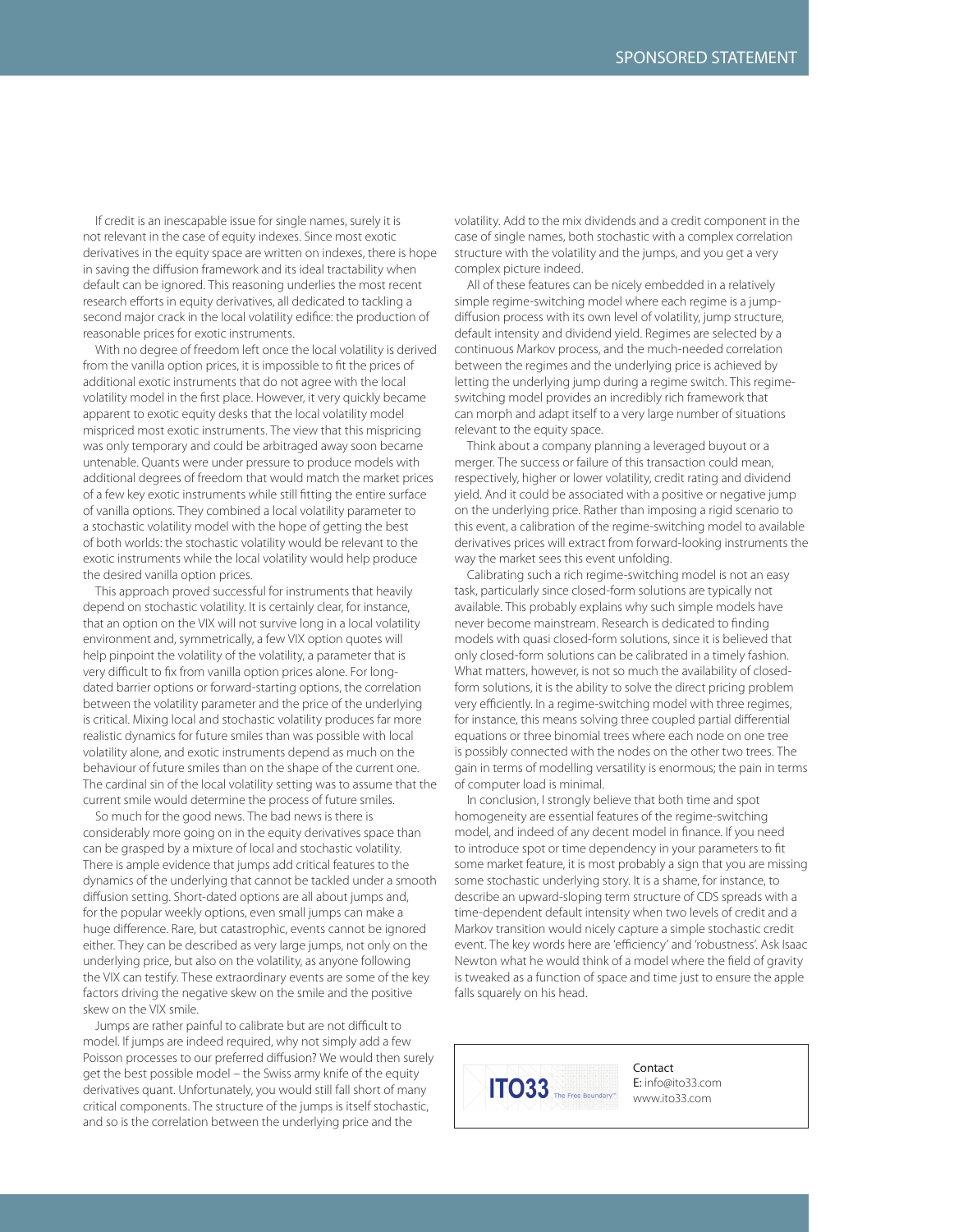If credit is an inescapable issue for single names, surely it is not relevant in the case of equity indexes. Since most exotic derivatives in the equity space are written on indexes, there is hope in saving the diffusion framework and its ideal tractability when default can be ignored. This reasoning underlies the most recent research efforts in equity derivatives, all dedicated to tackling a second major crack in the local volatility edifice: the production of reasonable prices for exotic instruments.

With no degree of freedom left once the local volatility is derived from the vanilla option prices, it is impossible to fit the prices of additional exotic instruments that do not agree with the local volatility model in the first place. However, it very quickly became apparent to exotic equity desks that the local volatility model mispriced most exotic instruments. The view that this mispricing was only temporary and could be arbitraged away soon became untenable. Quants were under pressure to produce models with additional degrees of freedom that would match the market prices of a few key exotic instruments while still fitting the entire surface of vanilla options. They combined a local volatility parameter to a stochastic volatility model with the hope of getting the best of both worlds: the stochastic volatility would be relevant to the exotic instruments while the local volatility would help produce the desired vanilla option prices.

This approach proved successful for instruments that heavily depend on stochastic volatility. It is certainly clear, for instance, that an option on the VIX will not survive long in a local volatility environment and, symmetrically, a few VIX option quotes will help pinpoint the volatility of the volatility, a parameter that is very difficult to fix from vanilla option prices alone. For long-dated barrier options or forward-starting options, the correlation between the volatility parameter and the price of the underlying is critical. Mixing local and stochastic volatility produces far more realistic dynamics for future smiles than was possible with local volatility alone, and exotic instruments depend as much on the behaviour of future smiles than on the shape of the current one. The cardinal sin of the local volatility setting was to assume that the current smile would determine the process of future smiles.

So much for the good news. The bad news is there is considerably more going on in the equity derivatives space than can be grasped by a mixture of local and stochastic volatility. There is ample evidence that jumps add critical features to the dynamics of the underlying that cannot be tackled under a smooth diffusion setting. Short-dated options are all about jumps and, for the popular weekly options, even small jumps can make a huge difference. Rare, but catastrophic, events cannot be ignored either. They can be described as very large jumps, not only on the underlying price, but also on the volatility, as anyone following the VIX can testify. These extraordinary events are some of the key factors driving the negative skew on the smile and the positive skew on the VIX smile.

Jumps are rather painful to calibrate but are not difficult to model. If jumps are indeed required, why not simply add a few Poisson processes to our preferred diffusion? We would then surely get the best possible model – the Swiss army knife of the equity derivatives quant. Unfortunately, you would still fall short of many critical components. The structure of the jumps is itself stochastic, and so is the correlation between the underlying price and the volatility. Add to the mix dividends and a credit component in the case of single names, both stochastic with a complex correlation structure with the volatility and the jumps, and you get a very complex picture indeed.

All of these features can be nicely embedded in a relatively simple regime-switching model where each regime is a jump-diffusion process with its own level of volatility, jump structure, default intensity and dividend yield. Regimes are selected by a continuous Markov process, and the much-needed correlation between the regimes and the underlying price is achieved by letting the underlying jump during a regime switch. This regime-switching model provides an incredibly rich framework that can morph and adapt itself to a very large number of situations relevant to the equity space.

Think about a company planning a leveraged buyout or a merger. The success or failure of this transaction could mean, respectively, higher or lower volatility, credit rating and dividend yield. And it could be associated with a positive or negative jump on the underlying price. Rather than imposing a rigid scenario to this event, a calibration of the regime-switching model to available derivatives prices will extract from forward-looking instruments the way the market sees this event unfolding.

Calibrating such a rich regime-switching model is not an easy task, particularly since closed-form solutions are typically not available. This probably explains why such simple models have never become mainstream. Research is dedicated to finding models with quasi closed-form solutions, since it is believed that only closed-form solutions can be calibrated in a timely fashion. What matters, however, is not so much the availability of closed-form solutions, it is the ability to solve the direct pricing problem very efficiently. In a regime-switching model with three regimes, for instance, this means solving three coupled partial differential equations or three binomial trees where each node on one tree is possibly connected with the nodes on the other two trees. The gain in terms of modelling versatility is enormous; the pain in terms of computer load is minimal.

In conclusion, I strongly believe that both time and spot homogeneity are essential features of the regime-switching model, and indeed of any decent model in finance. If you need to introduce spot or time dependency in your parameters to fit some market feature, it is most probably a sign that you are missing some stochastic underlying story. It is a shame, for instance, to describe an upward-sloping term structure of CDS spreads with a time-dependent default intensity when two levels of credit and a Markov transition would nicely capture a simple stochastic credit event. The key words here are 'efficiency' and 'robustness'. Ask Isaac Newton what he would think of a model where the field of gravity is tweaked as a function of space and time just to ensure the apple falls squarely on his head.

ITO33 The Free Boundary™

Contact
E: info@ito33.com
www.ito33.com